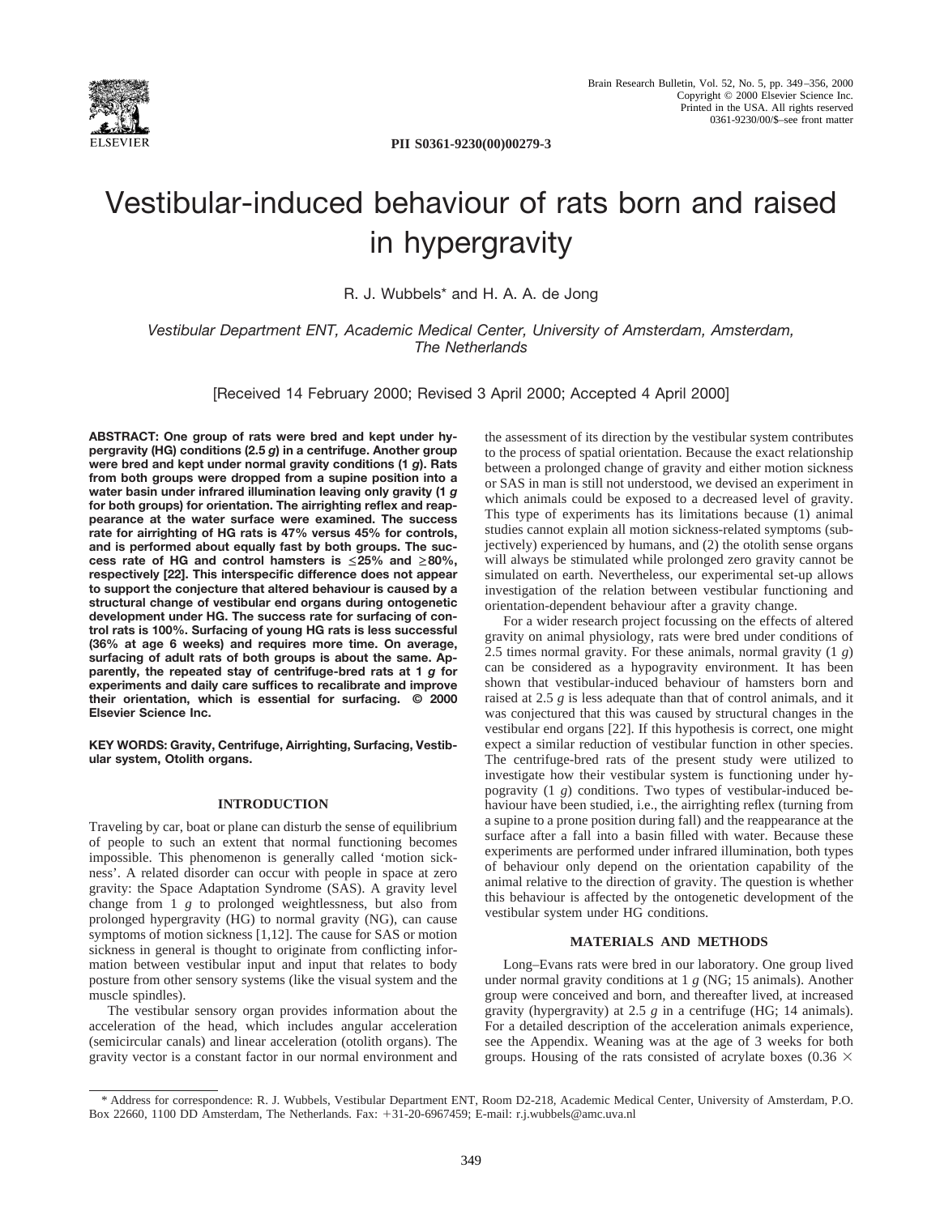PII S0361-9230(00)00279-3

# Vestibular-induced behaviour of rats born and raised in hypergravity

R. J. Wubbels* and H. A. A. de Jong

*Vestibular Department ENT, Academic Medical Center, University of Amsterdam, Amsterdam, The Netherlands*

[Received 14 February 2000; Revised 3 April 2000; Accepted 4 April 2000]

**ABSTRACT: One group of rats were bred and kept under hypergravity (HG) conditions (2.5 *g*) in a centrifuge. Another group were bred and kept under normal gravity conditions (1 *g*). Rats from both groups were dropped from a supine position into a water basin under infrared illumination leaving only gravity (1 *g* for both groups) for orientation. The airrighting reflex and reappearance at the water surface were examined. The success rate for airrighting of HG rats is 47% versus 45% for controls, and is performed about equally fast by both groups. The success rate of HG and control hamsters is ≤25% and ≥80%, respectively [22]. This interspecific difference does not appear to support the conjecture that altered behaviour is caused by a structural change of vestibular end organs during ontogenetic development under HG. The success rate for surfacing of control rats is 100%. Surfacing of young HG rats is less successful (36% at age 6 weeks) and requires more time. On average, surfacing of adult rats of both groups is about the same. Apparently, the repeated stay of centrifuge-bred rats at 1 *g* for experiments and daily care suffices to recalibrate and improve their orientation, which is essential for surfacing. © 2000 Elsevier Science Inc.**

**KEY WORDS: Gravity, Centrifuge, Airrighting, Surfacing, Vestibular system, Otolith organs.**

## INTRODUCTION

Traveling by car, boat or plane can disturb the sense of equilibrium of people to such an extent that normal functioning becomes impossible. This phenomenon is generally called 'motion sickness'. A related disorder can occur with people in space at zero gravity: the Space Adaptation Syndrome (SAS). A gravity level change from 1 *g* to prolonged weightlessness, but also from prolonged hypergravity (HG) to normal gravity (NG), can cause symptoms of motion sickness [1,12]. The cause for SAS or motion sickness in general is thought to originate from conflicting information between vestibular input and input that relates to body posture from other sensory systems (like the visual system and the muscle spindles).

The vestibular sensory organ provides information about the acceleration of the head, which includes angular acceleration (semicircular canals) and linear acceleration (otolith organs). The gravity vector is a constant factor in our normal environment and the assessment of its direction by the vestibular system contributes to the process of spatial orientation. Because the exact relationship between a prolonged change of gravity and either motion sickness or SAS in man is still not understood, we devised an experiment in which animals could be exposed to a decreased level of gravity. This type of experiments has its limitations because (1) animal studies cannot explain all motion sickness-related symptoms (subjectively) experienced by humans, and (2) the otolith sense organs will always be stimulated while prolonged zero gravity cannot be simulated on earth. Nevertheless, our experimental set-up allows investigation of the relation between vestibular functioning and orientation-dependent behaviour after a gravity change.

For a wider research project focussing on the effects of altered gravity on animal physiology, rats were bred under conditions of 2.5 times normal gravity. For these animals, normal gravity (1 *g*) can be considered as a hypogravity environment. It has been shown that vestibular-induced behaviour of hamsters born and raised at 2.5 *g* is less adequate than that of control animals, and it was conjectured that this was caused by structural changes in the vestibular end organs [22]. If this hypothesis is correct, one might expect a similar reduction of vestibular function in other species. The centrifuge-bred rats of the present study were utilized to investigate how their vestibular system is functioning under hypogravity (1 *g*) conditions. Two types of vestibular-induced behaviour have been studied, i.e., the airrighting reflex (turning from a supine to a prone position during fall) and the reappearance at the surface after a fall into a basin filled with water. Because these experiments are performed under infrared illumination, both types of behaviour only depend on the orientation capability of the animal relative to the direction of gravity. The question is whether this behaviour is affected by the ontogenetic development of the vestibular system under HG conditions.

## MATERIALS AND METHODS

Long–Evans rats were bred in our laboratory. One group lived under normal gravity conditions at 1 *g* (NG; 15 animals). Another group were conceived and born, and thereafter lived, at increased gravity (hypergravity) at 2.5 *g* in a centrifuge (HG; 14 animals). For a detailed description of the acceleration animals experience, see the Appendix. Weaning was at the age of 3 weeks for both groups. Housing of the rats consisted of acrylate boxes (0.36 ×

* Address for correspondence: R. J. Wubbels, Vestibular Department ENT, Room D2-218, Academic Medical Center, University of Amsterdam, P.O. Box 22660, 1100 DD Amsterdam, The Netherlands. Fax: +31-20-6967459; E-mail: r.j.wubbels@amc.uva.nl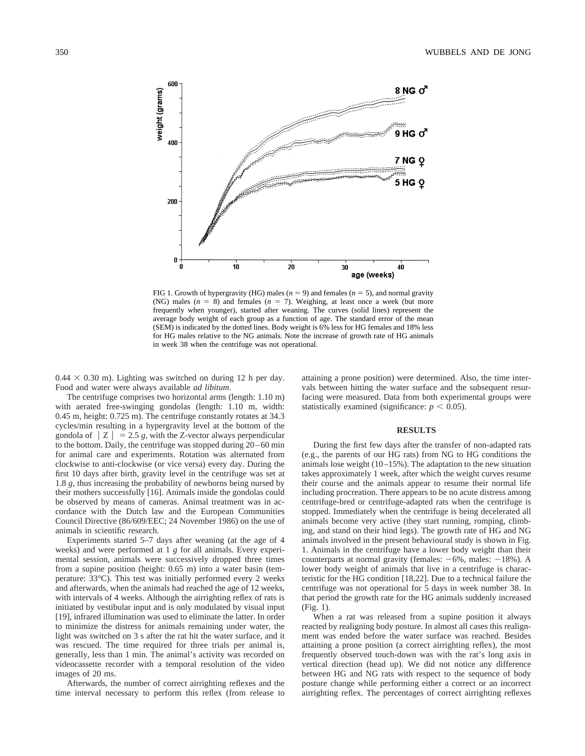FIG 1. Growth of hypergravity (HG) males ($n = 9$) and females ($n = 5$), and normal gravity (NG) males ($n = 8$) and females ($n = 7$). Weighing, at least once a week (but more frequently when younger), started after weaning. The curves (solid lines) represent the average body weight of each group as a function of age. The standard error of the mean (SEM) is indicated by the dotted lines. Body weight is 6% less for HG females and 18% less for HG males relative to the NG animals. Note the increase of growth rate of HG animals in week 38 when the centrifuge was not operational.

$0.44 \times 0.30$ m). Lighting was switched on during 12 h per day. Food and water were always available *ad libitum*.

The centrifuge comprises two horizontal arms (length: 1.10 m) with aerated free-swinging gondolas (length: 1.10 m, width: 0.45 m, height: 0.725 m). The centrifuge constantly rotates at 34.3 cycles/min resulting in a hypergravity level at the bottom of the gondola of $|Z| = 2.5$ *g*, with the Z-vector always perpendicular to the bottom. Daily, the centrifuge was stopped during 20–60 min for animal care and experiments. Rotation was alternated from clockwise to anti-clockwise (or vice versa) every day. During the first 10 days after birth, gravity level in the centrifuge was set at 1.8 *g*, thus increasing the probability of newborns being nursed by their mothers successfully [16]. Animals inside the gondolas could be observed by means of cameras. Animal treatment was in accordance with the Dutch law and the European Communities Council Directive (86/609/EEC; 24 November 1986) on the use of animals in scientific research.

Experiments started 5–7 days after weaning (at the age of 4 weeks) and were performed at 1 *g* for all animals. Every experimental session, animals were successively dropped three times from a supine position (height: 0.65 m) into a water basin (temperature: 33°C). This test was initially performed every 2 weeks and afterwards, when the animals had reached the age of 12 weeks, with intervals of 4 weeks. Although the airrighting reflex of rats is initiated by vestibular input and is only modulated by visual input [19], infrared illumination was used to eliminate the latter. In order to minimize the distress for animals remaining under water, the light was switched on 3 s after the rat hit the water surface, and it was rescued. The time required for three trials per animal is, generally, less than 1 min. The animal's activity was recorded on videocassette recorder with a temporal resolution of the video images of 20 ms.

Afterwards, the number of correct airrighting reflexes and the time interval necessary to perform this reflex (from release to attaining a prone position) were determined. Also, the time intervals between hitting the water surface and the subsequent resurfacing were measured. Data from both experimental groups were statistically examined (significance: $p < 0.05$).

## RESULTS

During the first few days after the transfer of non-adapted rats (e.g., the parents of our HG rats) from NG to HG conditions the animals lose weight (10–15%). The adaptation to the new situation takes approximately 1 week, after which the weight curves resume their course and the animals appear to resume their normal life including procreation. There appears to be no acute distress among centrifuge-bred or centrifuge-adapted rats when the centrifuge is stopped. Immediately when the centrifuge is being decelerated all animals become very active (they start running, romping, climbing, and stand on their hind legs). The growth rate of HG and NG animals involved in the present behavioural study is shown in Fig. 1. Animals in the centrifuge have a lower body weight than their counterparts at normal gravity (females: −6%, males: −18%). A lower body weight of animals that live in a centrifuge is characteristic for the HG condition [18,22]. Due to a technical failure the centrifuge was not operational for 5 days in week number 38. In that period the growth rate for the HG animals suddenly increased (Fig. 1).

When a rat was released from a supine position it always reacted by realigning body posture. In almost all cases this realignment was ended before the water surface was reached. Besides attaining a prone position (a correct airrighting reflex), the most frequently observed touch-down was with the rat's long axis in vertical direction (head up). We did not notice any difference between HG and NG rats with respect to the sequence of body posture change while performing either a correct or an incorrect airrighting reflex. The percentages of correct airrighting reflexes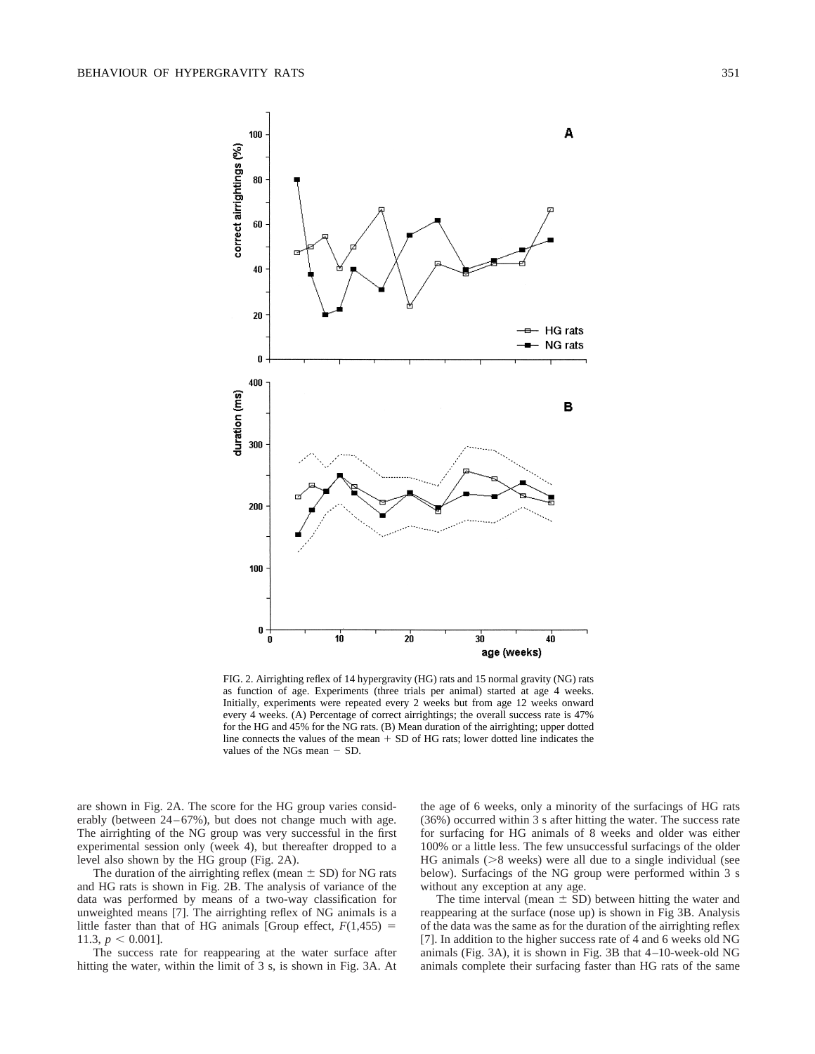FIG. 2. Airrighting reflex of 14 hypergravity (HG) rats and 15 normal gravity (NG) rats as function of age. Experiments (three trials per animal) started at age 4 weeks. Initially, experiments were repeated every 2 weeks but from age 12 weeks onward every 4 weeks. (A) Percentage of correct airrightings; the overall success rate is 47% for the HG and 45% for the NG rats. (B) Mean duration of the airrighting; upper dotted line connects the values of the mean + SD of HG rats; lower dotted line indicates the values of the NGs mean − SD.

are shown in Fig. 2A. The score for the HG group varies considerably (between 24–67%), but does not change much with age. The airrighting of the NG group was very successful in the first experimental session only (week 4), but thereafter dropped to a level also shown by the HG group (Fig. 2A).

The duration of the airrighting reflex (mean ± SD) for NG rats and HG rats is shown in Fig. 2B. The analysis of variance of the data was performed by means of a two-way classification for unweighted means [7]. The airrighting reflex of NG animals is a little faster than that of HG animals [Group effect, $F(1,455) = 11.3$, $p < 0.001$].

The success rate for reappearing at the water surface after hitting the water, within the limit of 3 s, is shown in Fig. 3A. At the age of 6 weeks, only a minority of the surfacings of HG rats (36%) occurred within 3 s after hitting the water. The success rate for surfacing for HG animals of 8 weeks and older was either 100% or a little less. The few unsuccessful surfacings of the older HG animals (>8 weeks) were all due to a single individual (see below). Surfacings of the NG group were performed within 3 s without any exception at any age.

The time interval (mean ± SD) between hitting the water and reappearing at the surface (nose up) is shown in Fig 3B. Analysis of the data was the same as for the duration of the airrighting reflex [7]. In addition to the higher success rate of 4 and 6 weeks old NG animals (Fig. 3A), it is shown in Fig. 3B that 4–10-week-old NG animals complete their surfacing faster than HG rats of the same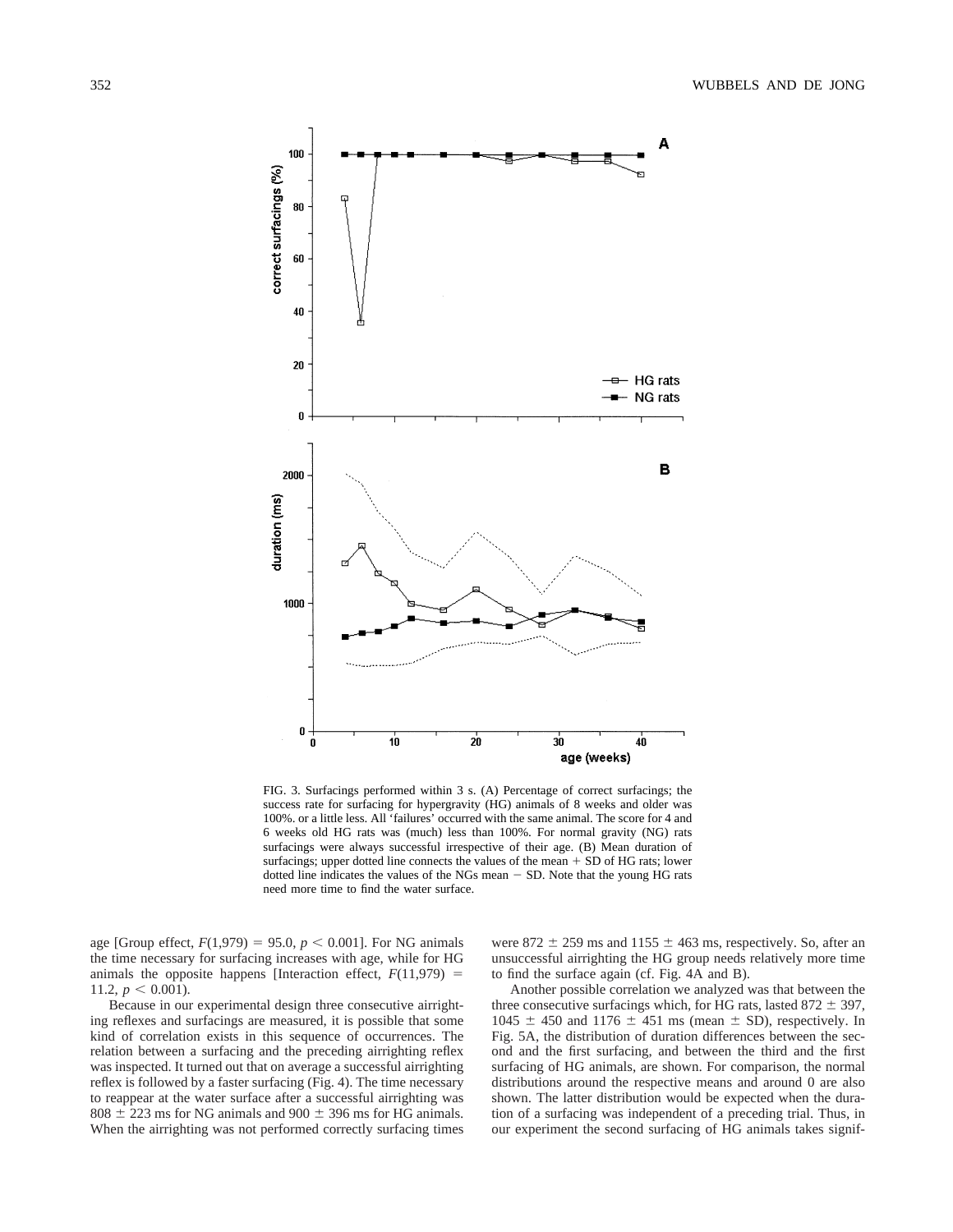FIG. 3. Surfacings performed within 3 s. (A) Percentage of correct surfacings; the success rate for surfacing for hypergravity (HG) animals of 8 weeks and older was 100%. or a little less. All 'failures' occurred with the same animal. The score for 4 and 6 weeks old HG rats was (much) less than 100%. For normal gravity (NG) rats surfacings were always successful irrespective of their age. (B) Mean duration of surfacings; upper dotted line connects the values of the mean + SD of HG rats; lower dotted line indicates the values of the NGs mean − SD. Note that the young HG rats need more time to find the water surface.

age [Group effect, $F(1,979) = 95.0$, $p < 0.001$]. For NG animals the time necessary for surfacing increases with age, while for HG animals the opposite happens [Interaction effect, $F(11,979) = 11.2$, $p < 0.001$).

Because in our experimental design three consecutive airrighting reflexes and surfacings are measured, it is possible that some kind of correlation exists in this sequence of occurrences. The relation between a surfacing and the preceding airrighting reflex was inspected. It turned out that on average a successful airrighting reflex is followed by a faster surfacing (Fig. 4). The time necessary to reappear at the water surface after a successful airrighting was $808 \pm 223$ ms for NG animals and $900 \pm 396$ ms for HG animals. When the airrighting was not performed correctly surfacing times were $872 \pm 259$ ms and $1155 \pm 463$ ms, respectively. So, after an unsuccessful airrighting the HG group needs relatively more time to find the surface again (cf. Fig. 4A and B).

Another possible correlation we analyzed was that between the three consecutive surfacings which, for HG rats, lasted $872 \pm 397$, $1045 \pm 450$ and $1176 \pm 451$ ms (mean $\pm$ SD), respectively. In Fig. 5A, the distribution of duration differences between the second and the first surfacing, and between the third and the first surfacing of HG animals, are shown. For comparison, the normal distributions around the respective means and around 0 are also shown. The latter distribution would be expected when the duration of a surfacing was independent of a preceding trial. Thus, in our experiment the second surfacing of HG animals takes signif-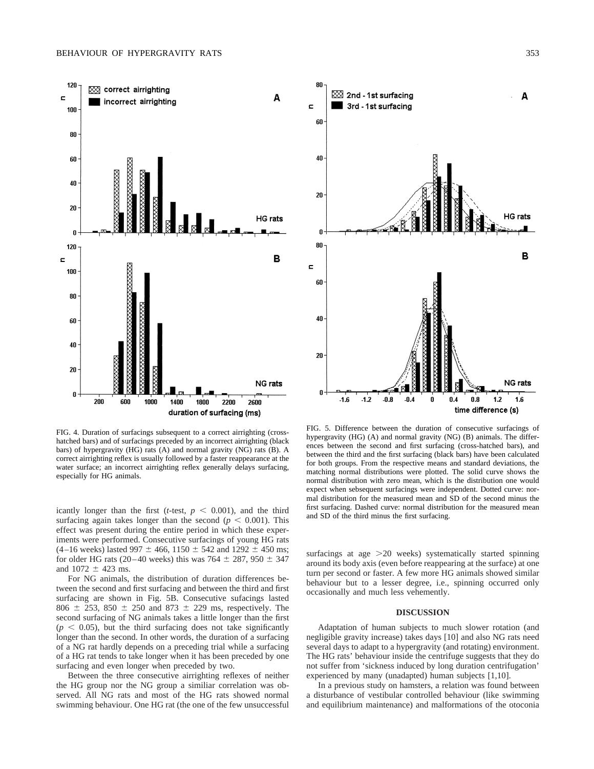FIG. 4. Duration of surfacings subsequent to a correct airrighting (cross-hatched bars) and of surfacings preceded by an incorrect airrighting (black bars) of hypergravity (HG) rats (A) and normal gravity (NG) rats (B). A correct airrighting reflex is usually followed by a faster reappearance at the water surface; an incorrect airrighting reflex generally delays surfacing, especially for HG animals.

FIG. 5. Difference between the duration of consecutive surfacings of hypergravity (HG) (A) and normal gravity (NG) (B) animals. The differences between the second and first surfacing (cross-hatched bars), and between the third and the first surfacing (black bars) have been calculated for both groups. From the respective means and standard deviations, the matching normal distributions were plotted. The solid curve shows the normal distribution with zero mean, which is the distribution one would expect when sebsequent surfacings were independent. Dotted curve: normal distribution for the measured mean and SD of the second minus the first surfacing. Dashed curve: normal distribution for the measured mean and SD of the third minus the first surfacing.

icantly longer than the first (*t*-test, $p < 0.001$), and the third surfacing again takes longer than the second ($p < 0.001$). This effect was present during the entire period in which these experiments were performed. Consecutive surfacings of young HG rats (4–16 weeks) lasted 997 ± 466, 1150 ± 542 and 1292 ± 450 ms; for older HG rats (20–40 weeks) this was 764 ± 287, 950 ± 347 and 1072 ± 423 ms.

For NG animals, the distribution of duration differences between the second and first surfacing and between the third and first surfacing are shown in Fig. 5B. Consecutive sufacings lasted 806 ± 253, 850 ± 250 and 873 ± 229 ms, respectively. The second surfacing of NG animals takes a little longer than the first ($p < 0.05$), but the third surfacing does not take significantly longer than the second. In other words, the duration of a surfacing of a NG rat hardly depends on a preceding trial while a surfacing of a HG rat tends to take longer when it has been preceded by one surfacing and even longer when preceded by two.

Between the three consecutive airrighting reflexes of neither the HG group nor the NG group a similiar correlation was observed. All NG rats and most of the HG rats showed normal swimming behaviour. One HG rat (the one of the few unsuccessful surfacings at age >20 weeks) systematically started spinning around its body axis (even before reappearing at the surface) at one turn per second or faster. A few more HG animals showed similar behaviour but to a lesser degree, i.e., spinning occurred only occasionally and much less vehemently.

## DISCUSSION

Adaptation of human subjects to much slower rotation (and negligible gravity increase) takes days [10] and also NG rats need several days to adapt to a hypergravity (and rotating) environment. The HG rats' behaviour inside the centrifuge suggests that they do not suffer from 'sickness induced by long duration centrifugation' experienced by many (unadapted) human subjects [1,10].

In a previous study on hamsters, a relation was found between a disturbance of vestibular controlled behaviour (like swimming and equilibrium maintenance) and malformations of the otoconia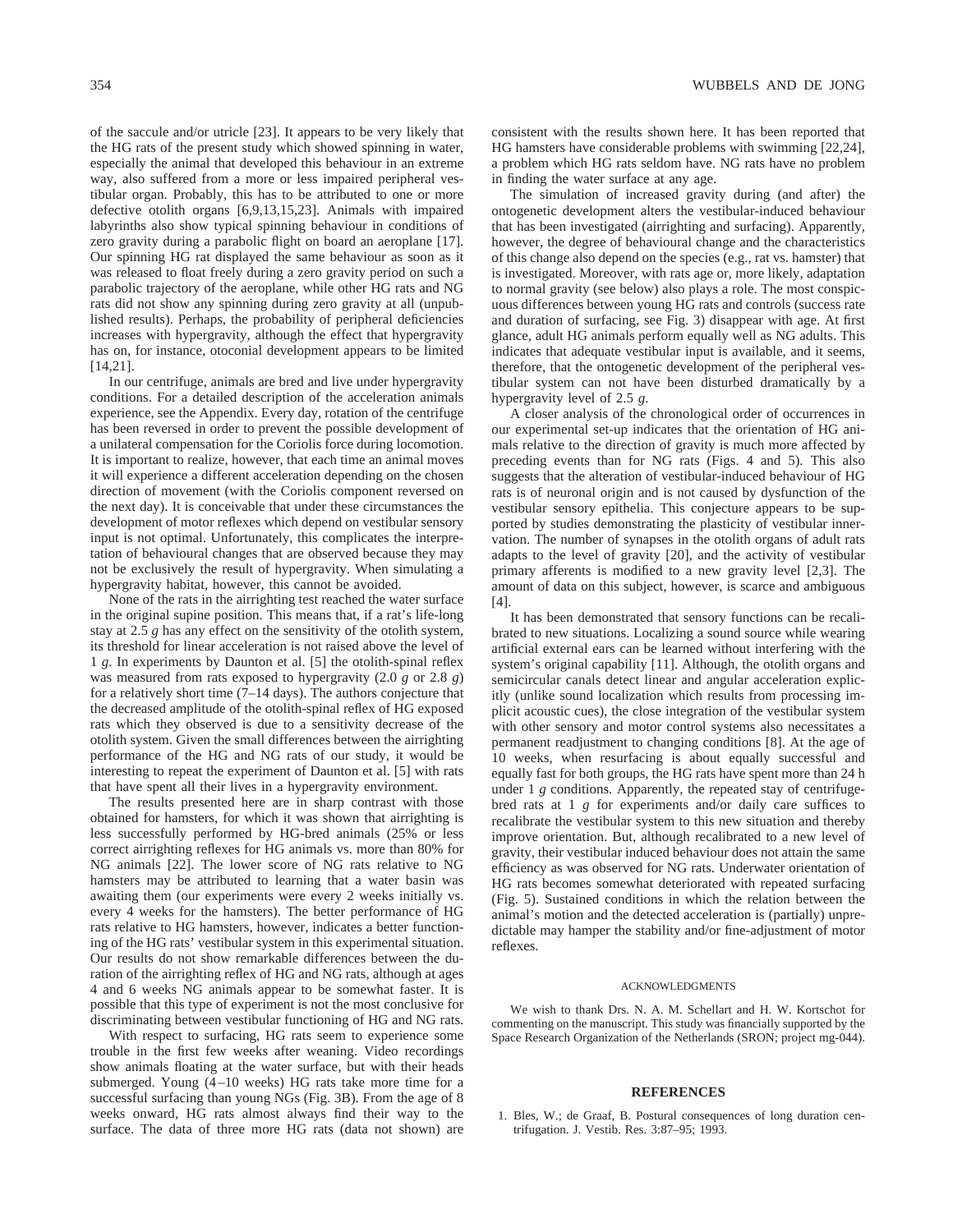of the saccule and/or utricle [23]. It appears to be very likely that the HG rats of the present study which showed spinning in water, especially the animal that developed this behaviour in an extreme way, also suffered from a more or less impaired peripheral vestibular organ. Probably, this has to be attributed to one or more defective otolith organs [6,9,13,15,23]. Animals with impaired labyrinths also show typical spinning behaviour in conditions of zero gravity during a parabolic flight on board an aeroplane [17]. Our spinning HG rat displayed the same behaviour as soon as it was released to float freely during a zero gravity period on such a parabolic trajectory of the aeroplane, while other HG rats and NG rats did not show any spinning during zero gravity at all (unpublished results). Perhaps, the probability of peripheral deficiencies increases with hypergravity, although the effect that hypergravity has on, for instance, otoconial development appears to be limited [14,21].

In our centrifuge, animals are bred and live under hypergravity conditions. For a detailed description of the acceleration animals experience, see the Appendix. Every day, rotation of the centrifuge has been reversed in order to prevent the possible development of a unilateral compensation for the Coriolis force during locomotion. It is important to realize, however, that each time an animal moves it will experience a different acceleration depending on the chosen direction of movement (with the Coriolis component reversed on the next day). It is conceivable that under these circumstances the development of motor reflexes which depend on vestibular sensory input is not optimal. Unfortunately, this complicates the interpretation of behavioural changes that are observed because they may not be exclusively the result of hypergravity. When simulating a hypergravity habitat, however, this cannot be avoided.

None of the rats in the airrighting test reached the water surface in the original supine position. This means that, if a rat's life-long stay at 2.5 *g* has any effect on the sensitivity of the otolith system, its threshold for linear acceleration is not raised above the level of 1 *g*. In experiments by Daunton et al. [5] the otolith-spinal reflex was measured from rats exposed to hypergravity (2.0 *g* or 2.8 *g*) for a relatively short time (7–14 days). The authors conjecture that the decreased amplitude of the otolith-spinal reflex of HG exposed rats which they observed is due to a sensitivity decrease of the otolith system. Given the small differences between the airrighting performance of the HG and NG rats of our study, it would be interesting to repeat the experiment of Daunton et al. [5] with rats that have spent all their lives in a hypergravity environment.

The results presented here are in sharp contrast with those obtained for hamsters, for which it was shown that airrighting is less successfully performed by HG-bred animals (25% or less correct airrighting reflexes for HG animals vs. more than 80% for NG animals [22]. The lower score of NG rats relative to NG hamsters may be attributed to learning that a water basin was awaiting them (our experiments were every 2 weeks initially vs. every 4 weeks for the hamsters). The better performance of HG rats relative to HG hamsters, however, indicates a better functioning of the HG rats' vestibular system in this experimental situation. Our results do not show remarkable differences between the duration of the airrighting reflex of HG and NG rats, although at ages 4 and 6 weeks NG animals appear to be somewhat faster. It is possible that this type of experiment is not the most conclusive for discriminating between vestibular functioning of HG and NG rats.

With respect to surfacing, HG rats seem to experience some trouble in the first few weeks after weaning. Video recordings show animals floating at the water surface, but with their heads submerged. Young (4–10 weeks) HG rats take more time for a successful surfacing than young NGs (Fig. 3B). From the age of 8 weeks onward, HG rats almost always find their way to the surface. The data of three more HG rats (data not shown) are consistent with the results shown here. It has been reported that HG hamsters have considerable problems with swimming [22,24], a problem which HG rats seldom have. NG rats have no problem in finding the water surface at any age.

The simulation of increased gravity during (and after) the ontogenetic development alters the vestibular-induced behaviour that has been investigated (airrighting and surfacing). Apparently, however, the degree of behavioural change and the characteristics of this change also depend on the species (e.g., rat vs. hamster) that is investigated. Moreover, with rats age or, more likely, adaptation to normal gravity (see below) also plays a role. The most conspicuous differences between young HG rats and controls (success rate and duration of surfacing, see Fig. 3) disappear with age. At first glance, adult HG animals perform equally well as NG adults. This indicates that adequate vestibular input is available, and it seems, therefore, that the ontogenetic development of the peripheral vestibular system can not have been disturbed dramatically by a hypergravity level of 2.5 *g*.

A closer analysis of the chronological order of occurrences in our experimental set-up indicates that the orientation of HG animals relative to the direction of gravity is much more affected by preceding events than for NG rats (Figs. 4 and 5). This also suggests that the alteration of vestibular-induced behaviour of HG rats is of neuronal origin and is not caused by dysfunction of the vestibular sensory epithelia. This conjecture appears to be supported by studies demonstrating the plasticity of vestibular innervation. The number of synapses in the otolith organs of adult rats adapts to the level of gravity [20], and the activity of vestibular primary afferents is modified to a new gravity level [2,3]. The amount of data on this subject, however, is scarce and ambiguous [4].

It has been demonstrated that sensory functions can be recalibrated to new situations. Localizing a sound source while wearing artificial external ears can be learned without interfering with the system's original capability [11]. Although, the otolith organs and semicircular canals detect linear and angular acceleration explicitly (unlike sound localization which results from processing implicit acoustic cues), the close integration of the vestibular system with other sensory and motor control systems also necessitates a permanent readjustment to changing conditions [8]. At the age of 10 weeks, when resurfacing is about equally successful and equally fast for both groups, the HG rats have spent more than 24 h under 1 *g* conditions. Apparently, the repeated stay of centrifuge-bred rats at 1 *g* for experiments and/or daily care suffices to recalibrate the vestibular system to this new situation and thereby improve orientation. But, although recalibrated to a new level of gravity, their vestibular induced behaviour does not attain the same efficiency as was observed for NG rats. Underwater orientation of HG rats becomes somewhat deteriorated with repeated surfacing (Fig. 5). Sustained conditions in which the relation between the animal's motion and the detected acceleration is (partially) unpredictable may hamper the stability and/or fine-adjustment of motor reflexes.

## ACKNOWLEDGMENTS

We wish to thank Drs. N. A. M. Schellart and H. W. Kortschot for commenting on the manuscript. This study was financially supported by the Space Research Organization of the Netherlands (SRON; project mg-044).

## REFERENCES

1. Bles, W.; de Graaf, B. Postural consequences of long duration centrifugation. J. Vestib. Res. 3:87–95; 1993.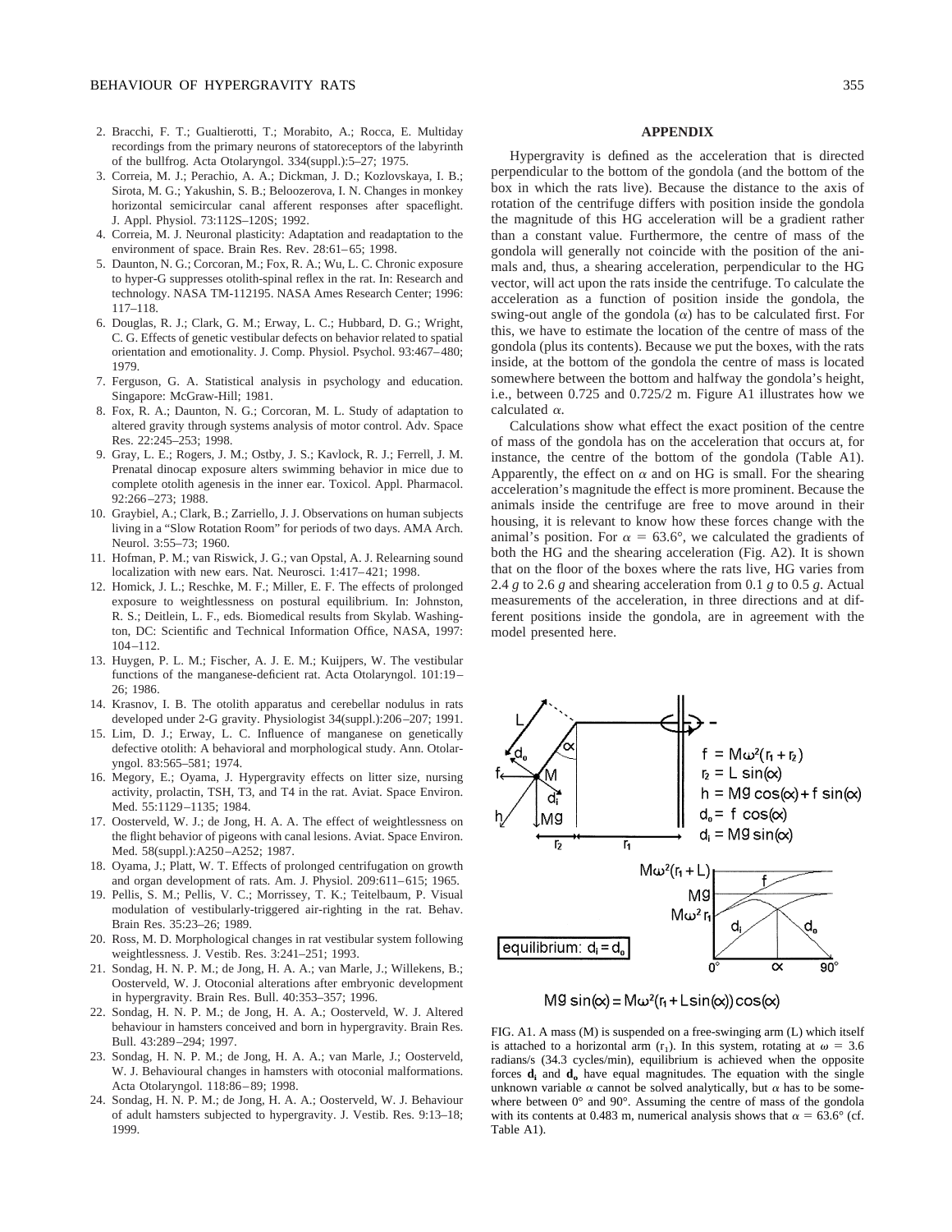2. Bracchi, F. T.; Gualtierotti, T.; Morabito, A.; Rocca, E. Multiday recordings from the primary neurons of statoreceptors of the labyrinth of the bullfrog. Acta Otolaryngol. 334(suppl.):5–27; 1975.
3. Correia, M. J.; Perachio, A. A.; Dickman, J. D.; Kozlovskaya, I. B.; Sirota, M. G.; Yakushin, S. B.; Beloozerova, I. N. Changes in monkey horizontal semicircular canal afferent responses after spaceflight. J. Appl. Physiol. 73:112S–120S; 1992.
4. Correia, M. J. Neuronal plasticity: Adaptation and readaptation to the environment of space. Brain Res. Rev. 28:61–65; 1998.
5. Daunton, N. G.; Corcoran, M.; Fox, R. A.; Wu, L. C. Chronic exposure to hyper-G suppresses otolith-spinal reflex in the rat. In: Research and technology. NASA TM-112195. NASA Ames Research Center; 1996: 117–118.
6. Douglas, R. J.; Clark, G. M.; Erway, L. C.; Hubbard, D. G.; Wright, C. G. Effects of genetic vestibular defects on behavior related to spatial orientation and emotionality. J. Comp. Physiol. Psychol. 93:467–480; 1979.
7. Ferguson, G. A. Statistical analysis in psychology and education. Singapore: McGraw-Hill; 1981.
8. Fox, R. A.; Daunton, N. G.; Corcoran, M. L. Study of adaptation to altered gravity through systems analysis of motor control. Adv. Space Res. 22:245–253; 1998.
9. Gray, L. E.; Rogers, J. M.; Ostby, J. S.; Kavlock, R. J.; Ferrell, J. M. Prenatal dinocap exposure alters swimming behavior in mice due to complete otolith agenesis in the inner ear. Toxicol. Appl. Pharmacol. 92:266–273; 1988.
10. Graybiel, A.; Clark, B.; Zarriello, J. J. Observations on human subjects living in a "Slow Rotation Room" for periods of two days. AMA Arch. Neurol. 3:55–73; 1960.
11. Hofman, P. M.; van Riswick, J. G.; van Opstal, A. J. Relearning sound localization with new ears. Nat. Neurosci. 1:417–421; 1998.
12. Homick, J. L.; Reschke, M. F.; Miller, E. F. The effects of prolonged exposure to weightlessness on postural equilibrium. In: Johnston, R. S.; Deitlein, L. F., eds. Biomedical results from Skylab. Washington, DC: Scientific and Technical Information Office, NASA, 1997: 104–112.
13. Huygen, P. L. M.; Fischer, A. J. E. M.; Kuijpers, W. The vestibular functions of the manganese-deficient rat. Acta Otolaryngol. 101:19–26; 1986.
14. Krasnov, I. B. The otolith apparatus and cerebellar nodulus in rats developed under 2-G gravity. Physiologist 34(suppl.):206–207; 1991.
15. Lim, D. J.; Erway, L. C. Influence of manganese on genetically defective otolith: A behavioral and morphological study. Ann. Otolaryngol. 83:565–581; 1974.
16. Megory, E.; Oyama, J. Hypergravity effects on litter size, nursing activity, prolactin, TSH, T3, and T4 in the rat. Aviat. Space Environ. Med. 55:1129–1135; 1984.
17. Oosterveld, W. J.; de Jong, H. A. A. The effect of weightlessness on the flight behavior of pigeons with canal lesions. Aviat. Space Environ. Med. 58(suppl.):A250–A252; 1987.
18. Oyama, J.; Platt, W. T. Effects of prolonged centrifugation on growth and organ development of rats. Am. J. Physiol. 209:611–615; 1965.
19. Pellis, S. M.; Pellis, V. C.; Morrissey, T. K.; Teitelbaum, P. Visual modulation of vestibularly-triggered air-righting in the rat. Behav. Brain Res. 35:23–26; 1989.
20. Ross, M. D. Morphological changes in rat vestibular system following weightlessness. J. Vestib. Res. 3:241–251; 1993.
21. Sondag, H. N. P. M.; de Jong, H. A. A.; van Marle, J.; Willekens, B.; Oosterveld, W. J. Otoconial alterations after embryonic development in hypergravity. Brain Res. Bull. 40:353–357; 1996.
22. Sondag, H. N. P. M.; de Jong, H. A. A.; Oosterveld, W. J. Altered behaviour in hamsters conceived and born in hypergravity. Brain Res. Bull. 43:289–294; 1997.
23. Sondag, H. N. P. M.; de Jong, H. A. A.; van Marle, J.; Oosterveld, W. J. Behavioural changes in hamsters with otoconial malformations. Acta Otolaryngol. 118:86–89; 1998.
24. Sondag, H. N. P. M.; de Jong, H. A. A.; Oosterveld, W. J. Behaviour of adult hamsters subjected to hypergravity. J. Vestib. Res. 9:13–18; 1999.

## APPENDIX

Hypergravity is defined as the acceleration that is directed perpendicular to the bottom of the gondola (and the bottom of the box in which the rats live). Because the distance to the axis of rotation of the centrifuge differs with position inside the gondola the magnitude of this HG acceleration will be a gradient rather than a constant value. Furthermore, the centre of mass of the gondola will generally not coincide with the position of the animals and, thus, a shearing acceleration, perpendicular to the HG vector, will act upon the rats inside the centrifuge. To calculate the acceleration as a function of position inside the gondola, the swing-out angle of the gondola ($\alpha$) has to be calculated first. For this, we have to estimate the location of the centre of mass of the gondola (plus its contents). Because we put the boxes, with the rats inside, at the bottom of the gondola the centre of mass is located somewhere between the bottom and halfway the gondola's height, i.e., between 0.725 and 0.725/2 m. Figure A1 illustrates how we calculated $\alpha$.

Calculations show what effect the exact position of the centre of mass of the gondola has on the acceleration that occurs at, for instance, the centre of the bottom of the gondola (Table A1). Apparently, the effect on $\alpha$ and on HG is small. For the shearing acceleration's magnitude the effect is more prominent. Because the animals inside the centrifuge are free to move around in their housing, it is relevant to know how these forces change with the animal's position. For $\alpha = 63.6°$, we calculated the gradients of both the HG and the shearing acceleration (Fig. A2). It is shown that on the floor of the boxes where the rats live, HG varies from 2.4 *g* to 2.6 *g* and shearing acceleration from 0.1 *g* to 0.5 *g*. Actual measurements of the acceleration, in three directions and at different positions inside the gondola, are in agreement with the model presented here.

$$f = M\omega^2(r_1 + r_2)$$
$$r_2 = L\sin(\alpha)$$
$$h = Mg\cos(\alpha) + f\sin(\alpha)$$
$$d_o = f\cos(\alpha)$$
$$d_i = Mg\sin(\alpha)$$

equilibrium: $d_i = d_o$

$$Mg\sin(\alpha) = M\omega^2(r_1 + L\sin(\alpha))\cos(\alpha)$$

FIG. A1. A mass (M) is suspended on a free-swinging arm (L) which itself is attached to a horizontal arm ($r_1$). In this system, rotating at $\omega = 3.6$ radians/s (34.3 cycles/min), equilibrium is achieved when the opposite forces $\mathbf{d_i}$ and $\mathbf{d_o}$ have equal magnitudes. The equation with the single unknown variable $\alpha$ cannot be solved analytically, but $\alpha$ has to be somewhere between 0° and 90°. Assuming the centre of mass of the gondola with its contents at 0.483 m, numerical analysis shows that $\alpha = 63.6°$ (cf. Table A1).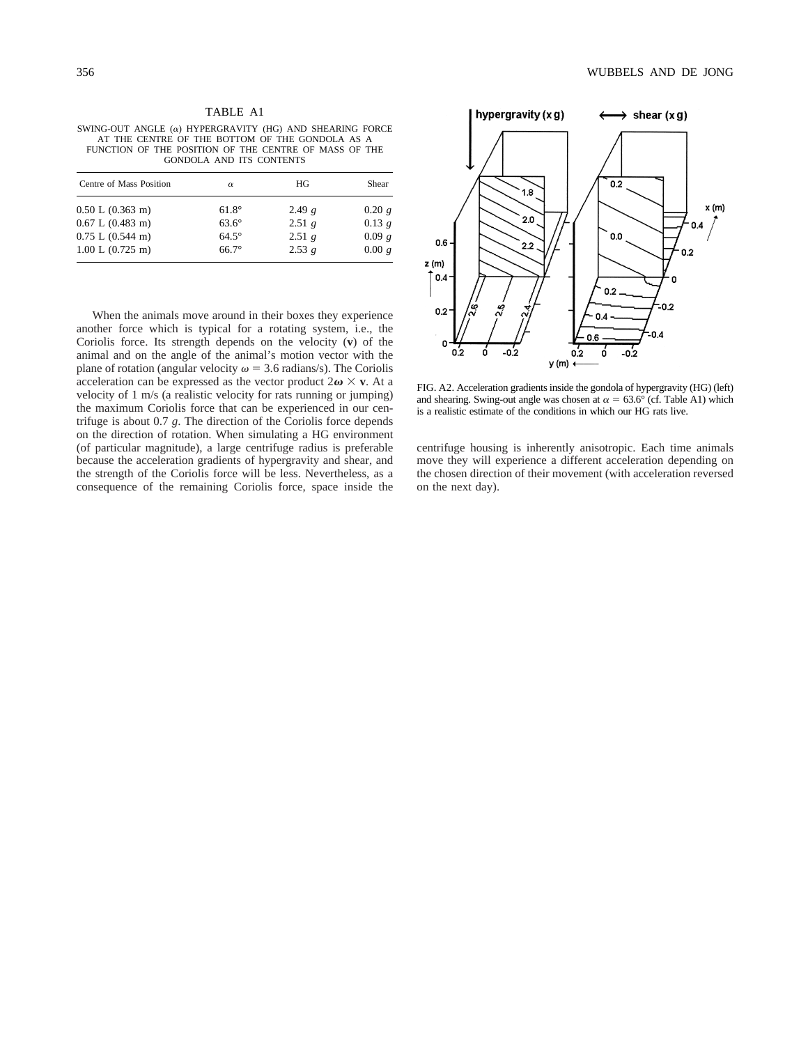TABLE A1

SWING-OUT ANGLE ($\alpha$) HYPERGRAVITY (HG) AND SHEARING FORCE AT THE CENTRE OF THE BOTTOM OF THE GONDOLA AS A FUNCTION OF THE POSITION OF THE CENTRE OF MASS OF THE GONDOLA AND ITS CONTENTS

| Centre of Mass Position | $\alpha$ | HG | Shear |
|---|---|---|---|
| 0.50 L (0.363 m) | 61.8° | 2.49 $g$ | 0.20 $g$ |
| 0.67 L (0.483 m) | 63.6° | 2.51 $g$ | 0.13 $g$ |
| 0.75 L (0.544 m) | 64.5° | 2.51 $g$ | 0.09 $g$ |
| 1.00 L (0.725 m) | 66.7° | 2.53 $g$ | 0.00 $g$ |

When the animals move around in their boxes they experience another force which is typical for a rotating system, i.e., the Coriolis force. Its strength depends on the velocity (**v**) of the animal and on the angle of the animal's motion vector with the plane of rotation (angular velocity $\omega = 3.6$ radians/s). The Coriolis acceleration can be expressed as the vector product $2\boldsymbol{\omega} \times \mathbf{v}$. At a velocity of 1 m/s (a realistic velocity for rats running or jumping) the maximum Coriolis force that can be experienced in our centrifuge is about 0.7 $g$. The direction of the Coriolis force depends on the direction of rotation. When simulating a HG environment (of particular magnitude), a large centrifuge radius is preferable because the acceleration gradients of hypergravity and shear, and the strength of the Coriolis force will be less. Nevertheless, as a consequence of the remaining Coriolis force, space inside the centrifuge housing is inherently anisotropic. Each time animals move they will experience a different acceleration depending on the chosen direction of their movement (with acceleration reversed on the next day).

hypergravity (x g)
shear (x g)
1.8
2.0
2.2
2.6
2.5
2.4
0.2
0.0
0.2
0.4
0.6
0.6
z (m)
0.4
0.2
0
0.2 0 -0.2
0.2 0 -0.2
y (m)
x (m)
0.4
0.2
0
-0.2
-0.4

FIG. A2. Acceleration gradients inside the gondola of hypergravity (HG) (left) and shearing. Swing-out angle was chosen at $\alpha = 63.6°$ (cf. Table A1) which is a realistic estimate of the conditions in which our HG rats live.